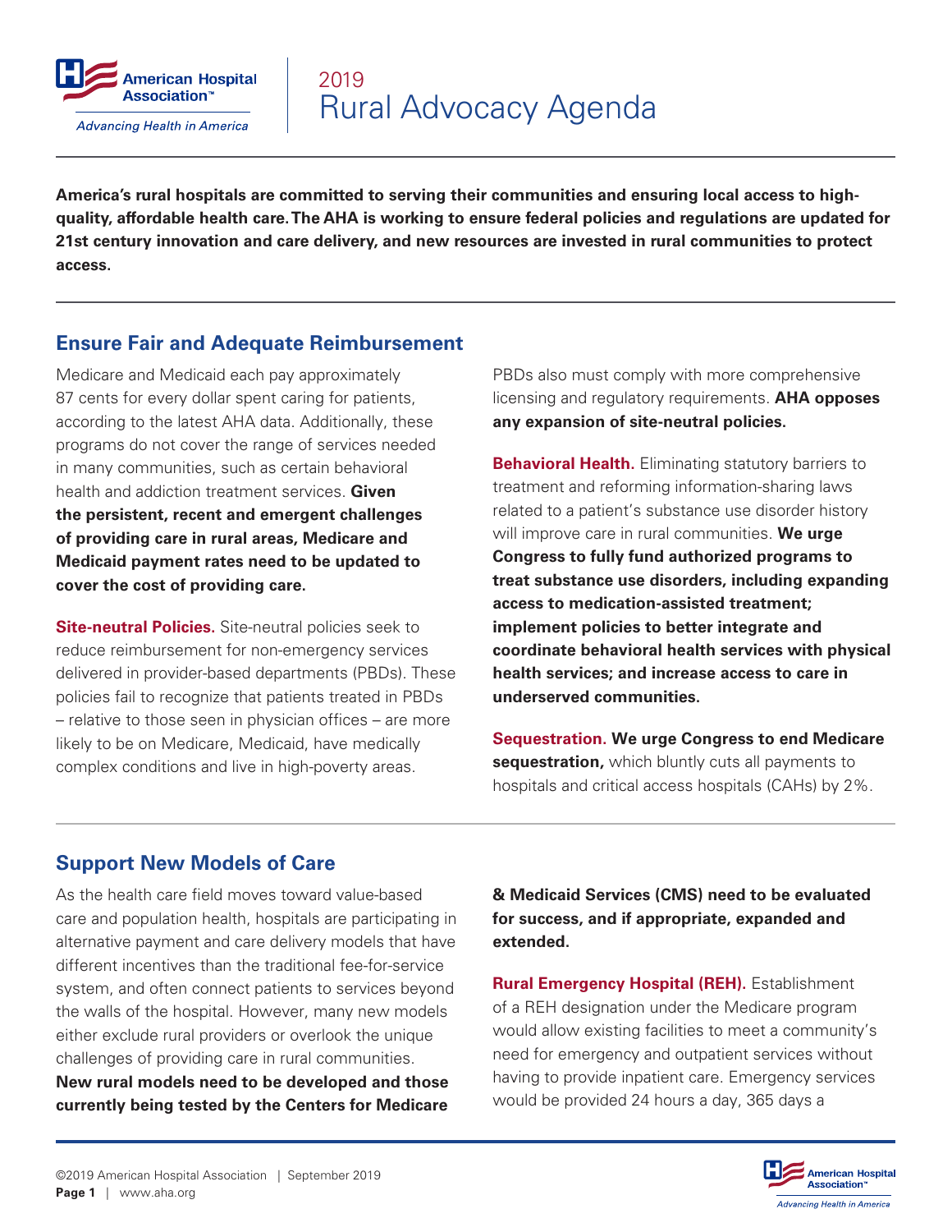# 2019 Rural Advocacy Agenda

**America's rural hospitals are committed to serving their communities and ensuring local access to high-quality, affordable health care. The AHA is working to ensure federal policies and regulations are updated for 21st century innovation and care delivery, and new resources are invested in rural communities to protect access.**

## Ensure Fair and Adequate Reimbursement

Medicare and Medicaid each pay approximately 87 cents for every dollar spent caring for patients, according to the latest AHA data. Additionally, these programs do not cover the range of services needed in many communities, such as certain behavioral health and addiction treatment services. **Given the persistent, recent and emergent challenges of providing care in rural areas, Medicare and Medicaid payment rates need to be updated to cover the cost of providing care.**

**Site-neutral Policies.** Site-neutral policies seek to reduce reimbursement for non-emergency services delivered in provider-based departments (PBDs). These policies fail to recognize that patients treated in PBDs – relative to those seen in physician offices – are more likely to be on Medicare, Medicaid, have medically complex conditions and live in high-poverty areas. PBDs also must comply with more comprehensive licensing and regulatory requirements. **AHA opposes any expansion of site-neutral policies.**

**Behavioral Health.** Eliminating statutory barriers to treatment and reforming information-sharing laws related to a patient's substance use disorder history will improve care in rural communities. **We urge Congress to fully fund authorized programs to treat substance use disorders, including expanding access to medication-assisted treatment; implement policies to better integrate and coordinate behavioral health services with physical health services; and increase access to care in underserved communities.**

**Sequestration. We urge Congress to end Medicare sequestration,** which bluntly cuts all payments to hospitals and critical access hospitals (CAHs) by 2%.

## Support New Models of Care

As the health care field moves toward value-based care and population health, hospitals are participating in alternative payment and care delivery models that have different incentives than the traditional fee-for-service system, and often connect patients to services beyond the walls of the hospital. However, many new models either exclude rural providers or overlook the unique challenges of providing care in rural communities. **New rural models need to be developed and those currently being tested by the Centers for Medicare & Medicaid Services (CMS) need to be evaluated for success, and if appropriate, expanded and extended.**

**Rural Emergency Hospital (REH).** Establishment of a REH designation under the Medicare program would allow existing facilities to meet a community's need for emergency and outpatient services without having to provide inpatient care. Emergency services would be provided 24 hours a day, 365 days a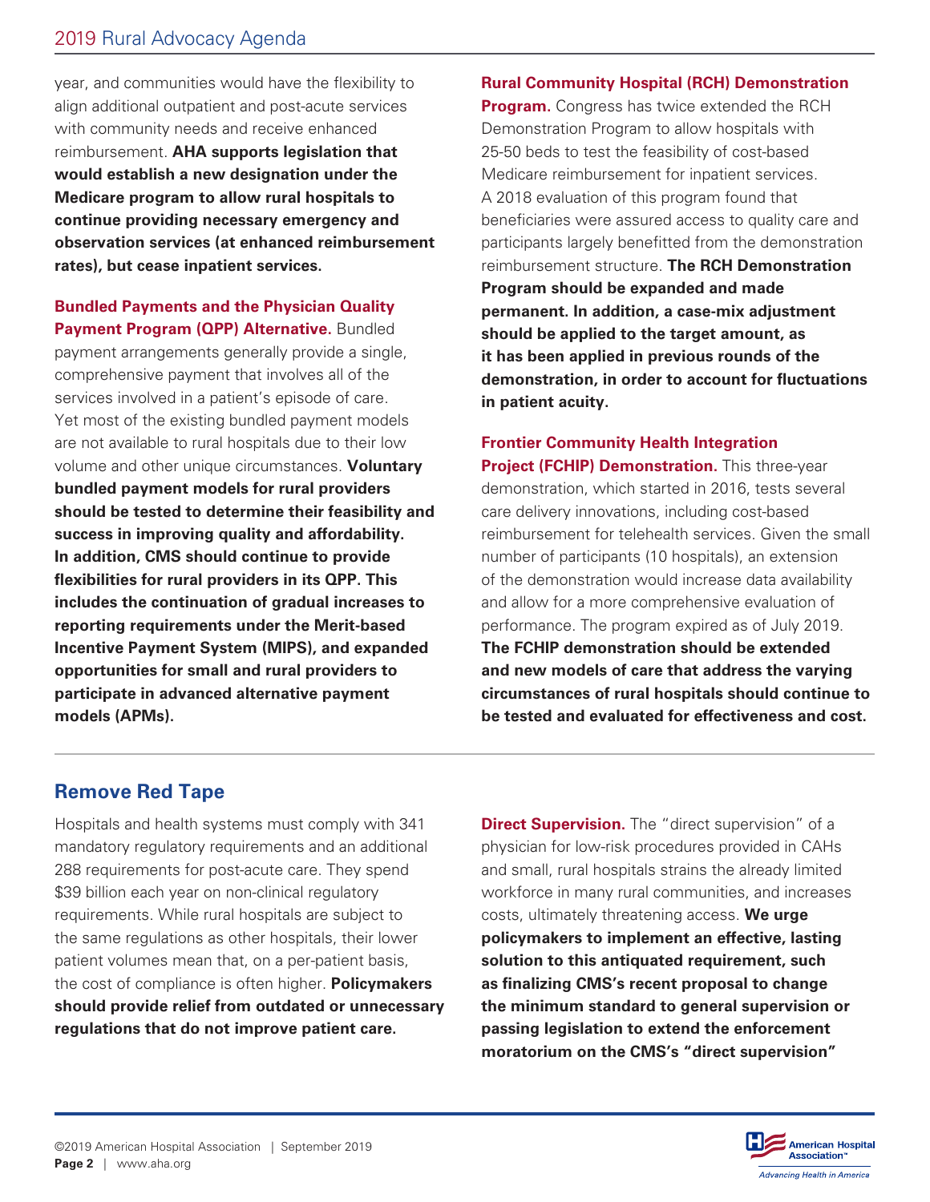year, and communities would have the flexibility to align additional outpatient and post-acute services with community needs and receive enhanced reimbursement. **AHA supports legislation that would establish a new designation under the Medicare program to allow rural hospitals to continue providing necessary emergency and observation services (at enhanced reimbursement rates), but cease inpatient services.**

**Bundled Payments and the Physician Quality Payment Program (QPP) Alternative.** Bundled payment arrangements generally provide a single, comprehensive payment that involves all of the services involved in a patient's episode of care. Yet most of the existing bundled payment models are not available to rural hospitals due to their low volume and other unique circumstances. **Voluntary bundled payment models for rural providers should be tested to determine their feasibility and success in improving quality and affordability. In addition, CMS should continue to provide flexibilities for rural providers in its QPP. This includes the continuation of gradual increases to reporting requirements under the Merit-based Incentive Payment System (MIPS), and expanded opportunities for small and rural providers to participate in advanced alternative payment models (APMs).**

**Rural Community Hospital (RCH) Demonstration Program.** Congress has twice extended the RCH Demonstration Program to allow hospitals with 25-50 beds to test the feasibility of cost-based Medicare reimbursement for inpatient services. A 2018 evaluation of this program found that beneficiaries were assured access to quality care and participants largely benefitted from the demonstration reimbursement structure. **The RCH Demonstration Program should be expanded and made permanent. In addition, a case-mix adjustment should be applied to the target amount, as it has been applied in previous rounds of the demonstration, in order to account for fluctuations in patient acuity.**

**Frontier Community Health Integration Project (FCHIP) Demonstration.** This three-year demonstration, which started in 2016, tests several care delivery innovations, including cost-based reimbursement for telehealth services. Given the small number of participants (10 hospitals), an extension of the demonstration would increase data availability and allow for a more comprehensive evaluation of performance. The program expired as of July 2019. **The FCHIP demonstration should be extended and new models of care that address the varying circumstances of rural hospitals should continue to be tested and evaluated for effectiveness and cost.**

## Remove Red Tape

Hospitals and health systems must comply with 341 mandatory regulatory requirements and an additional 288 requirements for post-acute care. They spend $39 billion each year on non-clinical regulatory requirements. While rural hospitals are subject to the same regulations as other hospitals, their lower patient volumes mean that, on a per-patient basis, the cost of compliance is often higher. **Policymakers should provide relief from outdated or unnecessary regulations that do not improve patient care.**

**Direct Supervision.** The "direct supervision" of a physician for low-risk procedures provided in CAHs and small, rural hospitals strains the already limited workforce in many rural communities, and increases costs, ultimately threatening access. **We urge policymakers to implement an effective, lasting solution to this antiquated requirement, such as finalizing CMS's recent proposal to change the minimum standard to general supervision or passing legislation to extend the enforcement moratorium on the CMS's "direct supervision"**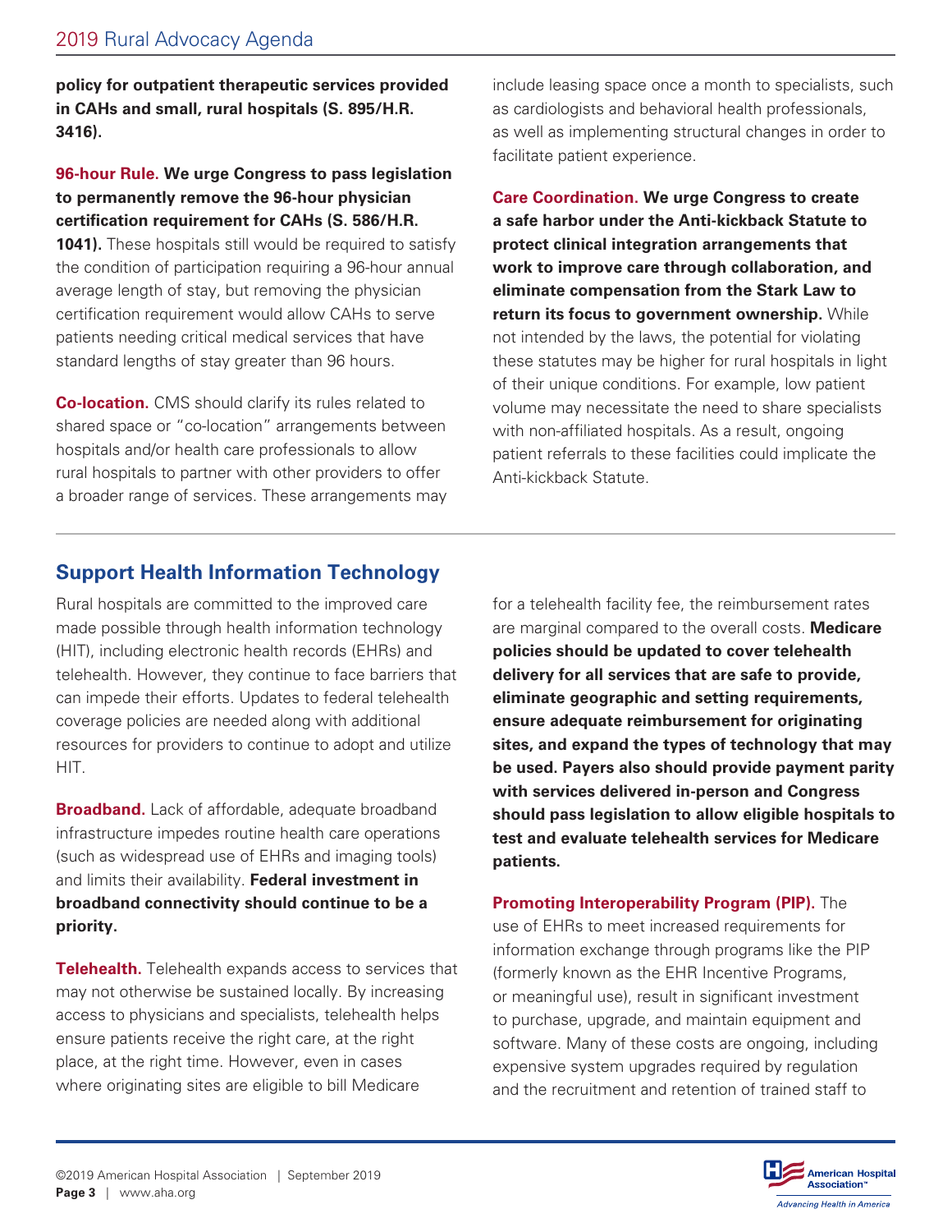**policy for outpatient therapeutic services provided in CAHs and small, rural hospitals (S. 895/H.R. 3416).**

**96-hour Rule. We urge Congress to pass legislation to permanently remove the 96-hour physician certification requirement for CAHs (S. 586/H.R. 1041).** These hospitals still would be required to satisfy the condition of participation requiring a 96-hour annual average length of stay, but removing the physician certification requirement would allow CAHs to serve patients needing critical medical services that have standard lengths of stay greater than 96 hours.

**Co-location.** CMS should clarify its rules related to shared space or "co-location" arrangements between hospitals and/or health care professionals to allow rural hospitals to partner with other providers to offer a broader range of services. These arrangements may include leasing space once a month to specialists, such as cardiologists and behavioral health professionals, as well as implementing structural changes in order to facilitate patient experience.

**Care Coordination. We urge Congress to create a safe harbor under the Anti-kickback Statute to protect clinical integration arrangements that work to improve care through collaboration, and eliminate compensation from the Stark Law to return its focus to government ownership.** While not intended by the laws, the potential for violating these statutes may be higher for rural hospitals in light of their unique conditions. For example, low patient volume may necessitate the need to share specialists with non-affiliated hospitals. As a result, ongoing patient referrals to these facilities could implicate the Anti-kickback Statute.

## Support Health Information Technology

Rural hospitals are committed to the improved care made possible through health information technology (HIT), including electronic health records (EHRs) and telehealth. However, they continue to face barriers that can impede their efforts. Updates to federal telehealth coverage policies are needed along with additional resources for providers to continue to adopt and utilize HIT.

**Broadband.** Lack of affordable, adequate broadband infrastructure impedes routine health care operations (such as widespread use of EHRs and imaging tools) and limits their availability. **Federal investment in broadband connectivity should continue to be a priority.**

**Telehealth.** Telehealth expands access to services that may not otherwise be sustained locally. By increasing access to physicians and specialists, telehealth helps ensure patients receive the right care, at the right place, at the right time. However, even in cases where originating sites are eligible to bill Medicare for a telehealth facility fee, the reimbursement rates are marginal compared to the overall costs. **Medicare policies should be updated to cover telehealth delivery for all services that are safe to provide, eliminate geographic and setting requirements, ensure adequate reimbursement for originating sites, and expand the types of technology that may be used. Payers also should provide payment parity with services delivered in-person and Congress should pass legislation to allow eligible hospitals to test and evaluate telehealth services for Medicare patients.**

**Promoting Interoperability Program (PIP).** The use of EHRs to meet increased requirements for information exchange through programs like the PIP (formerly known as the EHR Incentive Programs, or meaningful use), result in significant investment to purchase, upgrade, and maintain equipment and software. Many of these costs are ongoing, including expensive system upgrades required by regulation and the recruitment and retention of trained staff to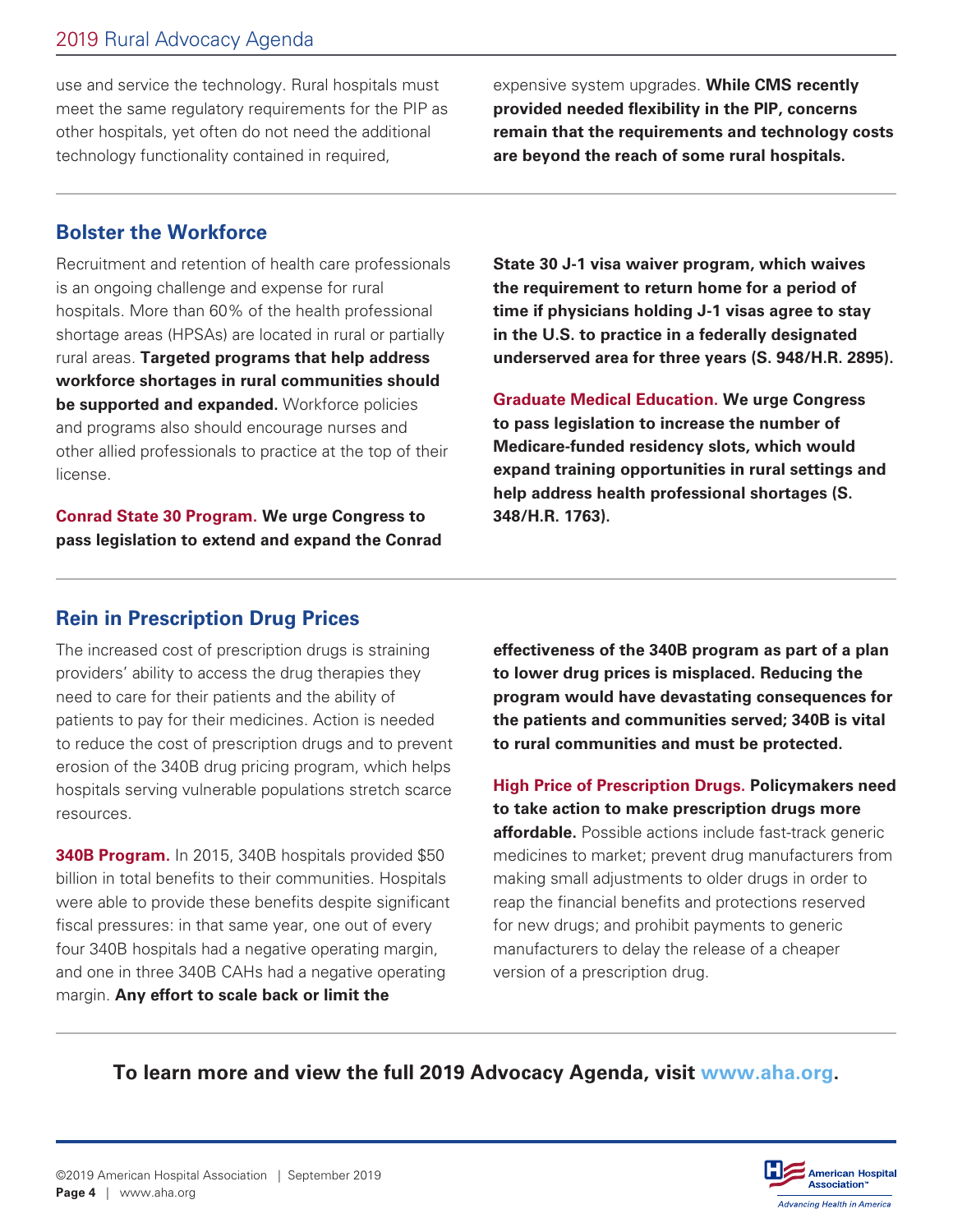use and service the technology. Rural hospitals must meet the same regulatory requirements for the PIP as other hospitals, yet often do not need the additional technology functionality contained in required, expensive system upgrades. **While CMS recently provided needed flexibility in the PIP, concerns remain that the requirements and technology costs are beyond the reach of some rural hospitals.**

## Bolster the Workforce

Recruitment and retention of health care professionals is an ongoing challenge and expense for rural hospitals. More than 60% of the health professional shortage areas (HPSAs) are located in rural or partially rural areas. **Targeted programs that help address workforce shortages in rural communities should be supported and expanded.** Workforce policies and programs also should encourage nurses and other allied professionals to practice at the top of their license.

**Conrad State 30 Program. We urge Congress to pass legislation to extend and expand the Conrad State 30 J-1 visa waiver program, which waives the requirement to return home for a period of time if physicians holding J-1 visas agree to stay in the U.S. to practice in a federally designated underserved area for three years (S. 948/H.R. 2895).**

**Graduate Medical Education. We urge Congress to pass legislation to increase the number of Medicare-funded residency slots, which would expand training opportunities in rural settings and help address health professional shortages (S. 348/H.R. 1763).**

## Rein in Prescription Drug Prices

The increased cost of prescription drugs is straining providers' ability to access the drug therapies they need to care for their patients and the ability of patients to pay for their medicines. Action is needed to reduce the cost of prescription drugs and to prevent erosion of the 340B drug pricing program, which helps hospitals serving vulnerable populations stretch scarce resources.

**340B Program.** In 2015, 340B hospitals provided $50 billion in total benefits to their communities. Hospitals were able to provide these benefits despite significant fiscal pressures: in that same year, one out of every four 340B hospitals had a negative operating margin, and one in three 340B CAHs had a negative operating margin. **Any effort to scale back or limit the effectiveness of the 340B program as part of a plan to lower drug prices is misplaced. Reducing the program would have devastating consequences for the patients and communities served; 340B is vital to rural communities and must be protected.**

**High Price of Prescription Drugs. Policymakers need to take action to make prescription drugs more affordable.** Possible actions include fast-track generic medicines to market; prevent drug manufacturers from making small adjustments to older drugs in order to reap the financial benefits and protections reserved for new drugs; and prohibit payments to generic manufacturers to delay the release of a cheaper version of a prescription drug.

**To learn more and view the full 2019 Advocacy Agenda, visit www.aha.org.**

©2019 American Hospital Association | September 2019